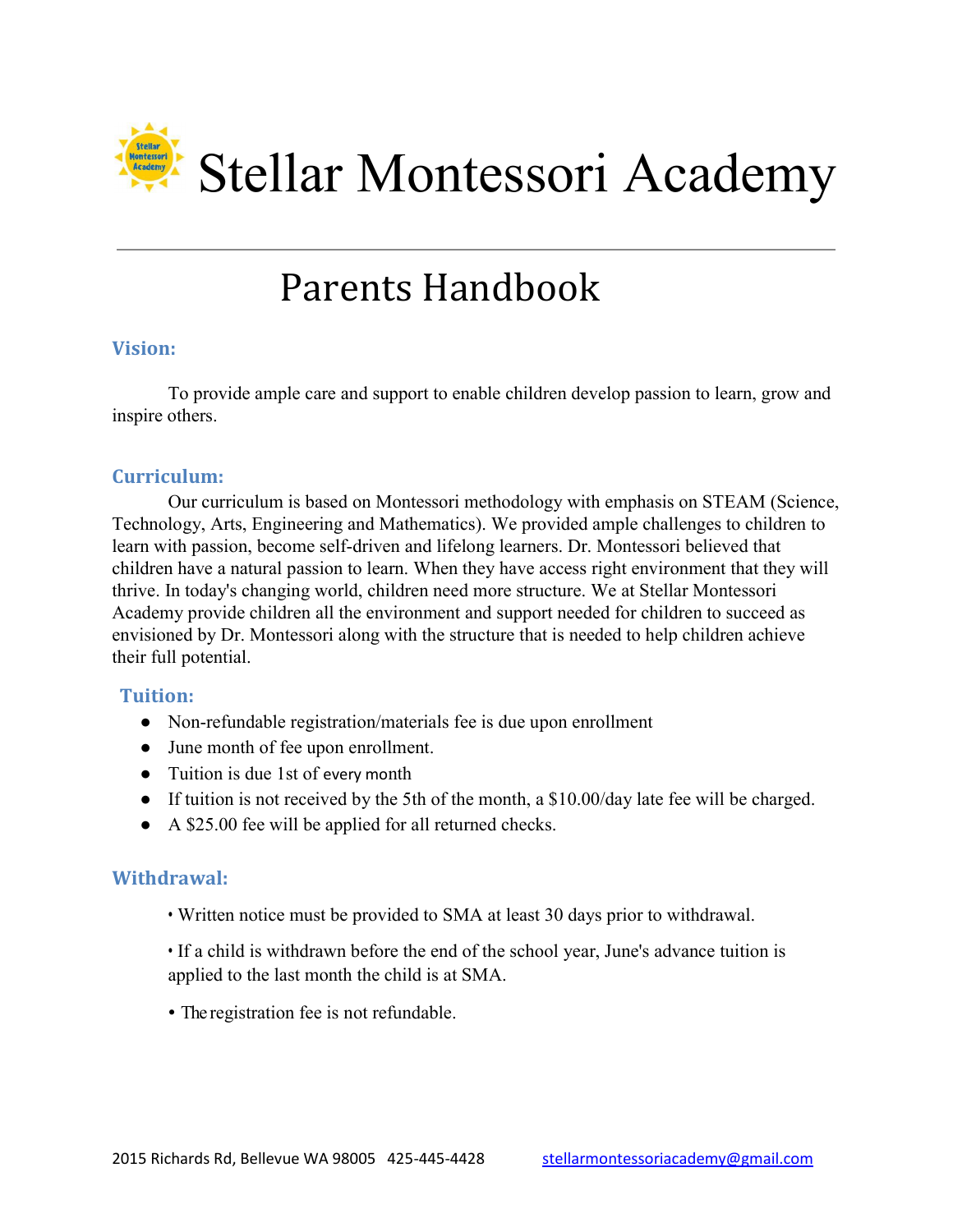# Stellar Montessori Academy

## Parents Handbook

### Vision:

To provide ample care and support to enable children develop passion to learn, grow and inspire others.

### Curriculum:

Our curriculum is based on Montessori methodology with emphasis on STEAM (Science, Technology, Arts, Engineering and Mathematics). We provided ample challenges to children to learn with passion, become self-driven and lifelong learners. Dr. Montessori believed that children have a natural passion to learn. When they have access right environment that they will thrive. In today's changing world, children need more structure. We at Stellar Montessori Academy provide children all the environment and support needed for children to succeed as envisioned by Dr. Montessori along with the structure that is needed to help children achieve their full potential.

### Tuition:

- Non-refundable registration/materials fee is due upon enrollment
- June month of fee upon enrollment.
- Tuition is due 1st of every month
- If tuition is not received by the 5th of the month, a $10.00/day late fee will be charged.
- A $25.00 fee will be applied for all returned checks.

### Withdrawal:

- Written notice must be provided to SMA at least 30 days prior to withdrawal.
- If a child is withdrawn before the end of the school year, June's advance tuition is applied to the last month the child is at SMA.
- The registration fee is not refundable.

2015 Richards Rd, Bellevue WA 98005 425-445-4428 stellarmontessoriacademy@gmail.com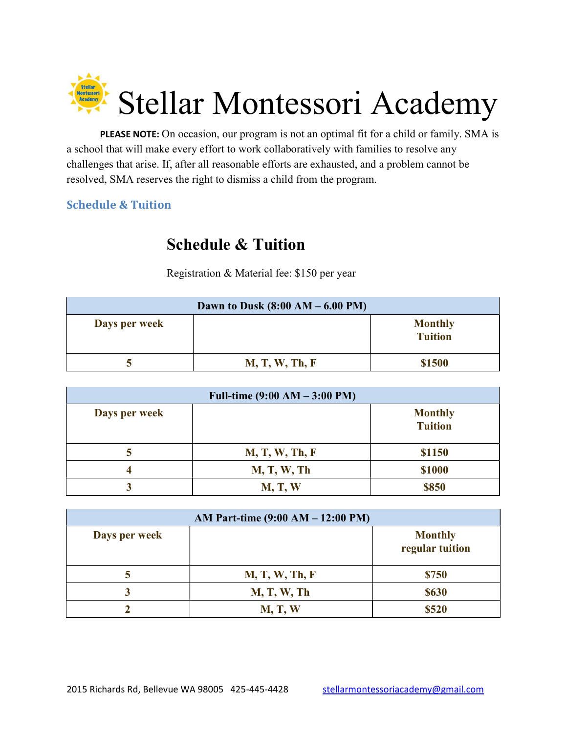# Stellar Montessori Academy

**PLEASE NOTE:** On occasion, our program is not an optimal fit for a child or family. SMA is a school that will make every effort to work collaboratively with families to resolve any challenges that arise. If, after all reasonable efforts are exhausted, and a problem cannot be resolved, SMA reserves the right to dismiss a child from the program.

## Schedule & Tuition

## Schedule & Tuition

Registration & Material fee: $150 per year

| Dawn to Dusk (8:00 AM – 6.00 PM) | | |
|---|---|---|
| **Days per week** | | **Monthly Tuition** |
| **5** | **M, T, W, Th, F** | **$1500** |

| Full-time (9:00 AM – 3:00 PM) | | |
|---|---|---|
| **Days per week** | | **Monthly Tuition** |
| **5** | **M, T, W, Th, F** | **$1150** |
| **4** | **M, T, W, Th** | **$1000** |
| **3** | **M, T, W** | **$850** |

| AM Part-time (9:00 AM – 12:00 PM) | | |
|---|---|---|
| **Days per week** | | **Monthly regular tuition** |
| **5** | **M, T, W, Th, F** | **$750** |
| **3** | **M, T, W, Th** | **$630** |
| **2** | **M, T, W** | **$520** |

2015 Richards Rd, Bellevue WA 98005 425-445-4428 stellarmontessoriacademy@gmail.com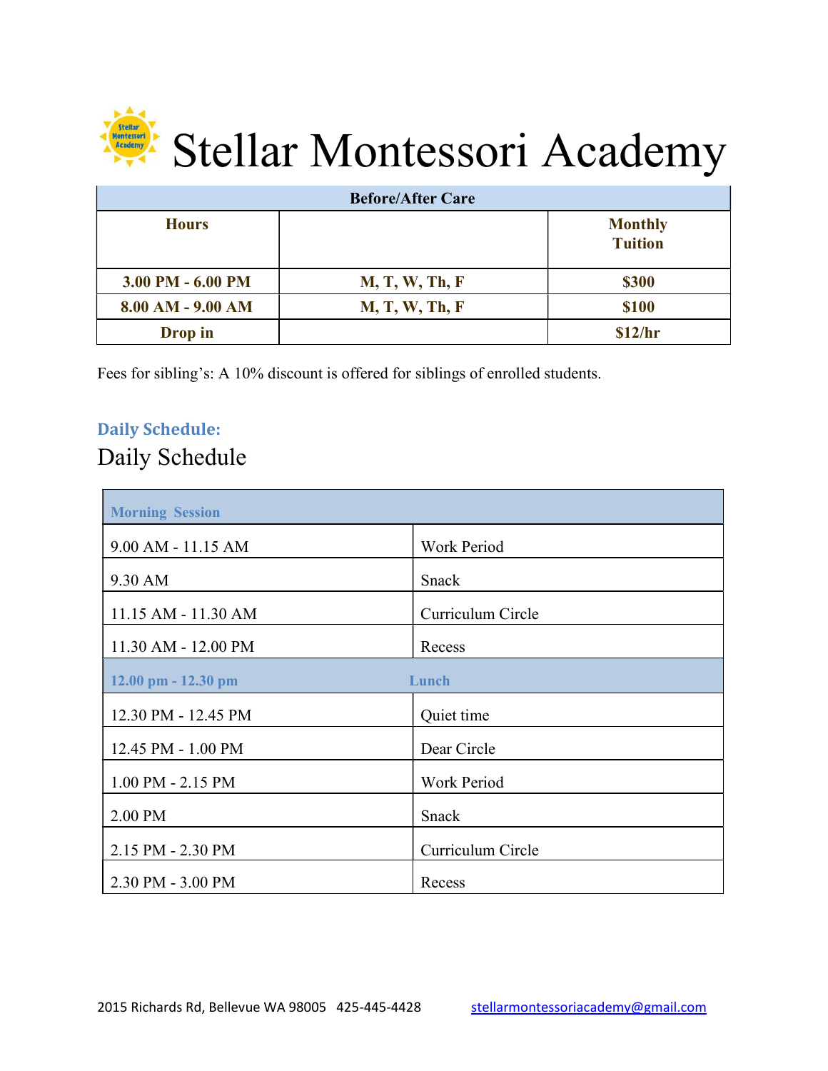# Stellar Montessori Academy

| Before/After Care | | |
|---|---|---|
| **Hours** | | **Monthly Tuition** |
| **3.00 PM - 6.00 PM** | **M, T, W, Th, F** | **$300** |
| **8.00 AM - 9.00 AM** | **M, T, W, Th, F** | **$100** |
| **Drop in** | | **$12/hr** |

Fees for sibling's: A 10% discount is offered for siblings of enrolled students.

### Daily Schedule:

## Daily Schedule

| **Morning Session** | |
|---|---|
| 9.00 AM - 11.15 AM | Work Period |
| 9.30 AM | Snack |
| 11.15 AM - 11.30 AM | Curriculum Circle |
| 11.30 AM - 12.00 PM | Recess |
| **12.00 pm - 12.30 pm** | **Lunch** |
| 12.30 PM - 12.45 PM | Quiet time |
| 12.45 PM - 1.00 PM | Dear Circle |
| 1.00 PM - 2.15 PM | Work Period |
| 2.00 PM | Snack |
| 2.15 PM - 2.30 PM | Curriculum Circle |
| 2.30 PM - 3.00 PM | Recess |

2015 Richards Rd, Bellevue WA 98005 425-445-4428 stellarmontessoriacademy@gmail.com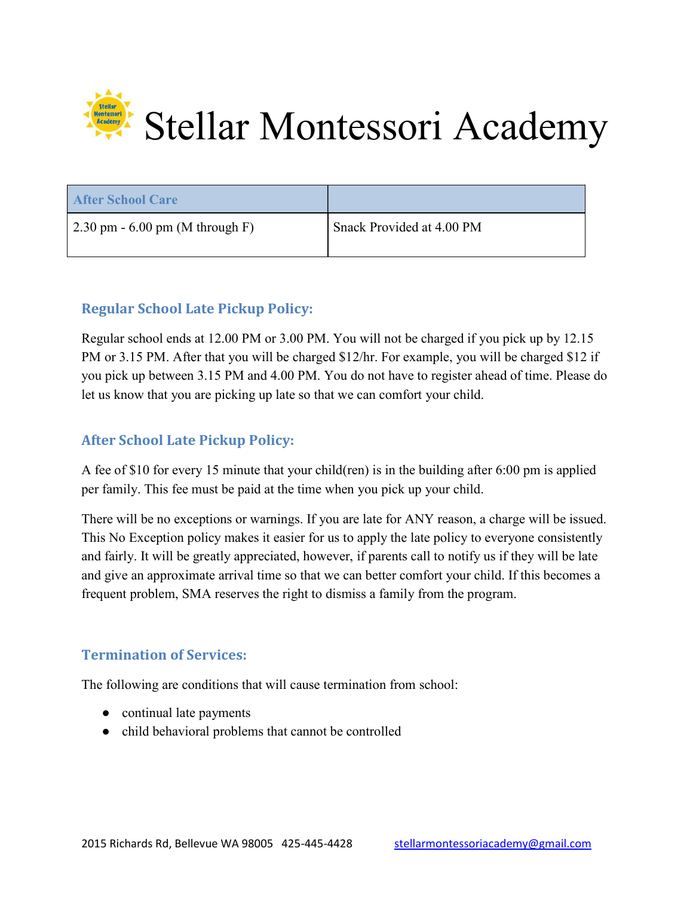# Stellar Montessori Academy

| After School Care | |
|---|---|
| 2.30 pm - 6.00 pm (M through F) | Snack Provided at 4.00 PM |

### Regular School Late Pickup Policy:

Regular school ends at 12.00 PM or 3.00 PM. You will not be charged if you pick up by 12.15 PM or 3.15 PM. After that you will be charged $12/hr. For example, you will be charged $12 if you pick up between 3.15 PM and 4.00 PM. You do not have to register ahead of time. Please do let us know that you are picking up late so that we can comfort your child.

### After School Late Pickup Policy:

A fee of $10 for every 15 minute that your child(ren) is in the building after 6:00 pm is applied per family. This fee must be paid at the time when you pick up your child.

There will be no exceptions or warnings. If you are late for ANY reason, a charge will be issued. This No Exception policy makes it easier for us to apply the late policy to everyone consistently and fairly. It will be greatly appreciated, however, if parents call to notify us if they will be late and give an approximate arrival time so that we can better comfort your child. If this becomes a frequent problem, SMA reserves the right to dismiss a family from the program.

### Termination of Services:

The following are conditions that will cause termination from school:

- continual late payments
- child behavioral problems that cannot be controlled

2015 Richards Rd, Bellevue WA 98005 425-445-4428 stellarmontessoriacademy@gmail.com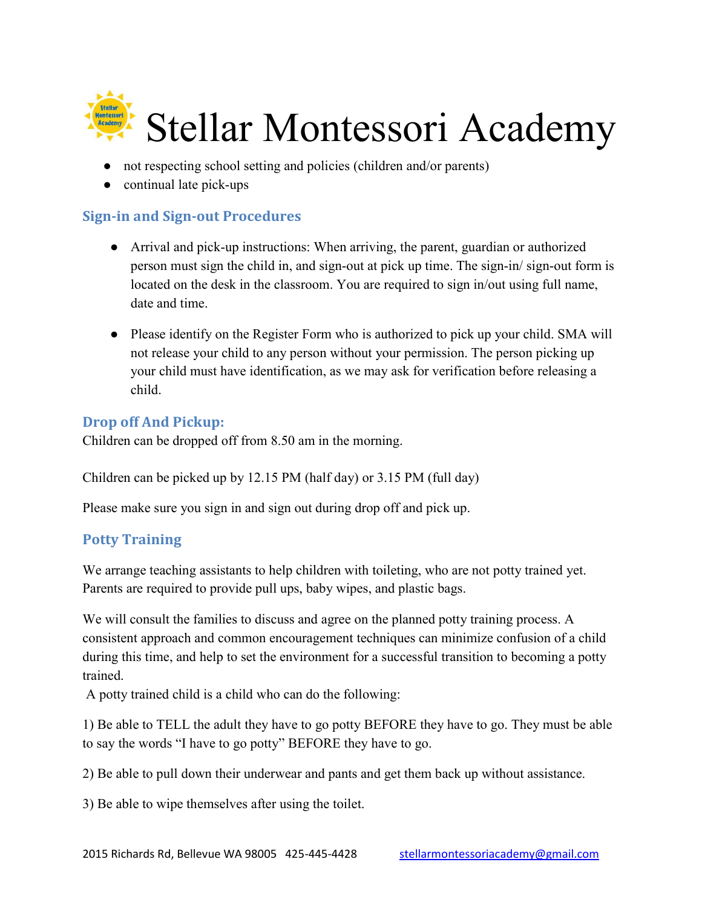- not respecting school setting and policies (children and/or parents)
- continual late pick-ups

## Sign-in and Sign-out Procedures

- Arrival and pick-up instructions: When arriving, the parent, guardian or authorized person must sign the child in, and sign-out at pick up time. The sign-in/ sign-out form is located on the desk in the classroom. You are required to sign in/out using full name, date and time.

- Please identify on the Register Form who is authorized to pick up your child. SMA will not release your child to any person without your permission. The person picking up your child must have identification, as we may ask for verification before releasing a child.

## Drop off And Pickup:

Children can be dropped off from 8.50 am in the morning.

Children can be picked up by 12.15 PM (half day) or 3.15 PM (full day)

Please make sure you sign in and sign out during drop off and pick up.

## Potty Training

We arrange teaching assistants to help children with toileting, who are not potty trained yet. Parents are required to provide pull ups, baby wipes, and plastic bags.

We will consult the families to discuss and agree on the planned potty training process. A consistent approach and common encouragement techniques can minimize confusion of a child during this time, and help to set the environment for a successful transition to becoming a potty trained.

A potty trained child is a child who can do the following:

1) Be able to TELL the adult they have to go potty BEFORE they have to go. They must be able to say the words "I have to go potty" BEFORE they have to go.

2) Be able to pull down their underwear and pants and get them back up without assistance.

3) Be able to wipe themselves after using the toilet.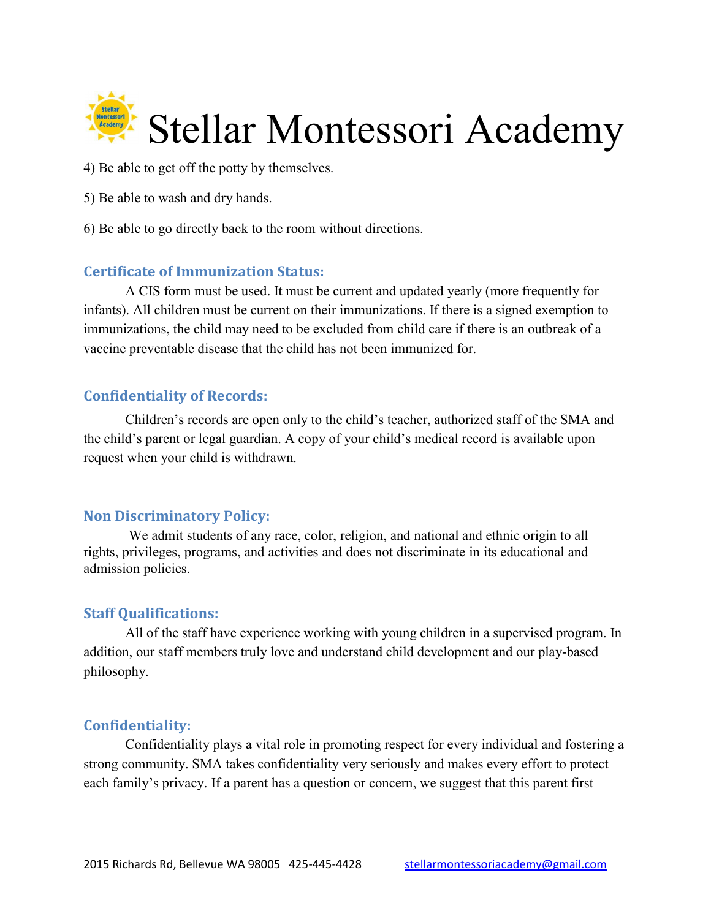4) Be able to get off the potty by themselves.

5) Be able to wash and dry hands.

6) Be able to go directly back to the room without directions.

### Certificate of Immunization Status:

A CIS form must be used. It must be current and updated yearly (more frequently for infants). All children must be current on their immunizations. If there is a signed exemption to immunizations, the child may need to be excluded from child care if there is an outbreak of a vaccine preventable disease that the child has not been immunized for.

### Confidentiality of Records:

Children's records are open only to the child's teacher, authorized staff of the SMA and the child's parent or legal guardian. A copy of your child's medical record is available upon request when your child is withdrawn.

### Non Discriminatory Policy:

We admit students of any race, color, religion, and national and ethnic origin to all rights, privileges, programs, and activities and does not discriminate in its educational and admission policies.

### Staff Qualifications:

All of the staff have experience working with young children in a supervised program. In addition, our staff members truly love and understand child development and our play-based philosophy.

### Confidentiality:

Confidentiality plays a vital role in promoting respect for every individual and fostering a strong community. SMA takes confidentiality very seriously and makes every effort to protect each family's privacy. If a parent has a question or concern, we suggest that this parent first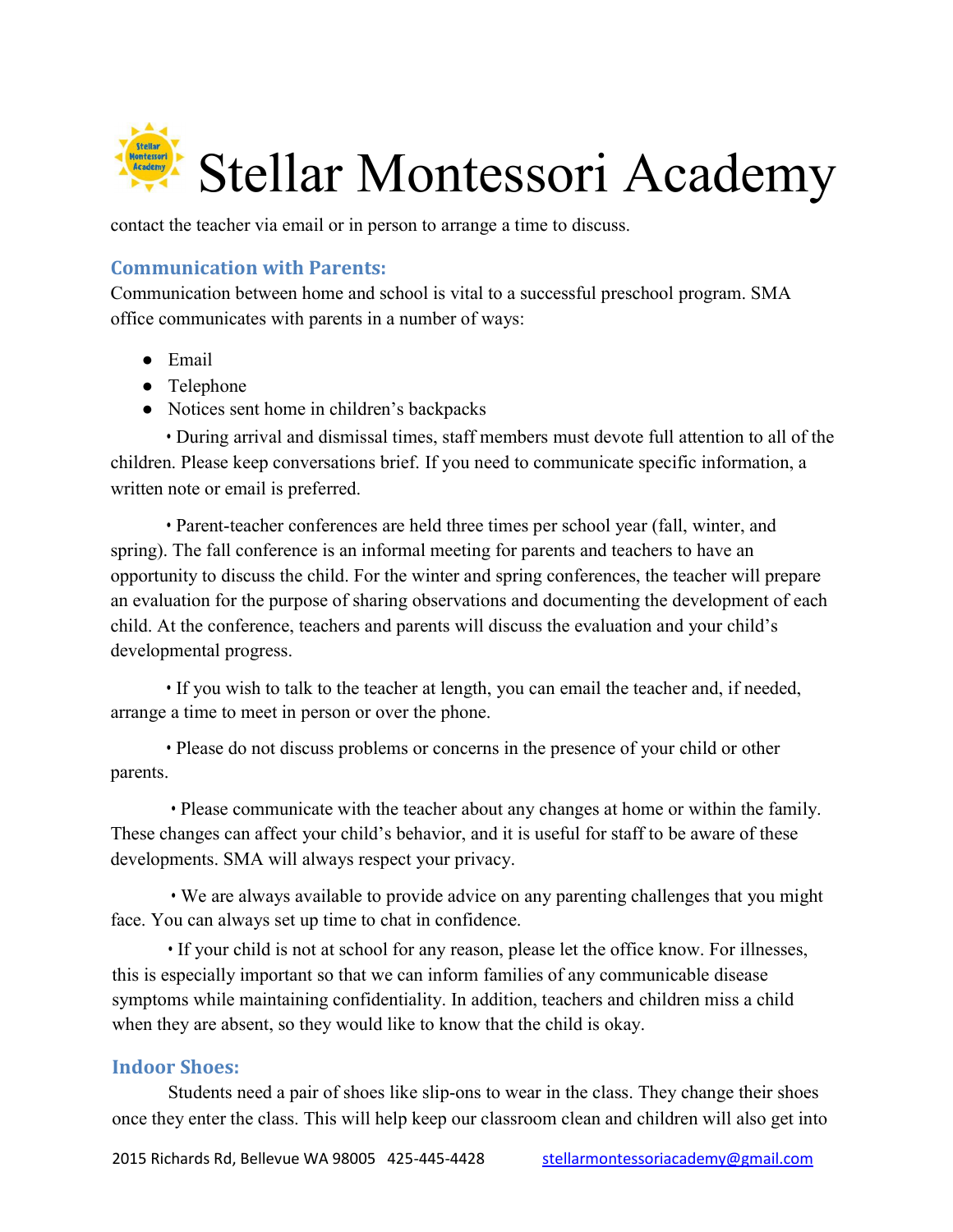contact the teacher via email or in person to arrange a time to discuss.

### Communication with Parents:

Communication between home and school is vital to a successful preschool program. SMA office communicates with parents in a number of ways:

- Email
- Telephone
- Notices sent home in children's backpacks

• During arrival and dismissal times, staff members must devote full attention to all of the children. Please keep conversations brief. If you need to communicate specific information, a written note or email is preferred.

• Parent-teacher conferences are held three times per school year (fall, winter, and spring). The fall conference is an informal meeting for parents and teachers to have an opportunity to discuss the child. For the winter and spring conferences, the teacher will prepare an evaluation for the purpose of sharing observations and documenting the development of each child. At the conference, teachers and parents will discuss the evaluation and your child's developmental progress.

• If you wish to talk to the teacher at length, you can email the teacher and, if needed, arrange a time to meet in person or over the phone.

• Please do not discuss problems or concerns in the presence of your child or other parents.

• Please communicate with the teacher about any changes at home or within the family. These changes can affect your child's behavior, and it is useful for staff to be aware of these developments. SMA will always respect your privacy.

• We are always available to provide advice on any parenting challenges that you might face. You can always set up time to chat in confidence.

• If your child is not at school for any reason, please let the office know. For illnesses, this is especially important so that we can inform families of any communicable disease symptoms while maintaining confidentiality. In addition, teachers and children miss a child when they are absent, so they would like to know that the child is okay.

### Indoor Shoes:

Students need a pair of shoes like slip-ons to wear in the class. They change their shoes once they enter the class. This will help keep our classroom clean and children will also get into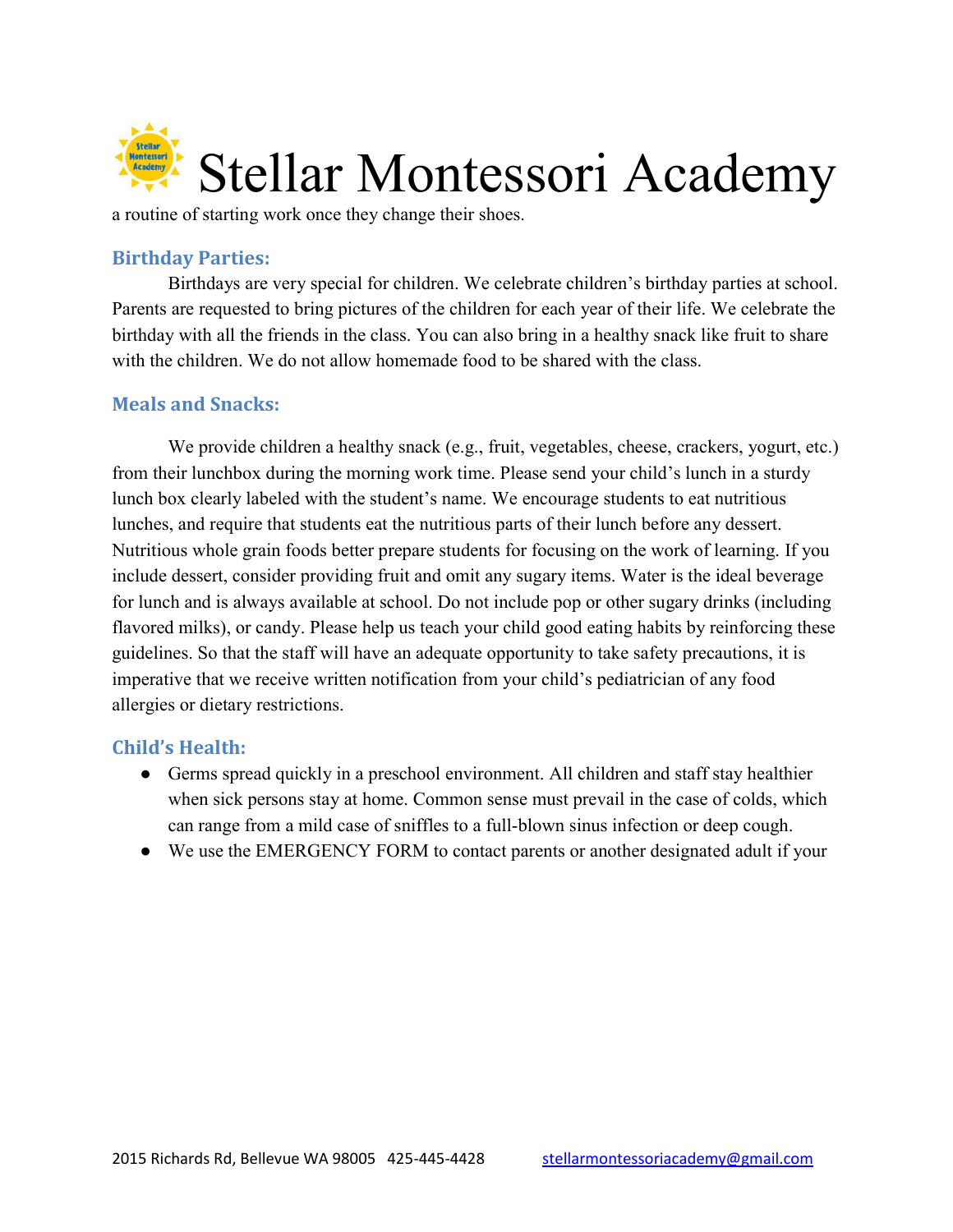a routine of starting work once they change their shoes.

### Birthday Parties:

Birthdays are very special for children. We celebrate children's birthday parties at school. Parents are requested to bring pictures of the children for each year of their life. We celebrate the birthday with all the friends in the class. You can also bring in a healthy snack like fruit to share with the children. We do not allow homemade food to be shared with the class.

### Meals and Snacks:

We provide children a healthy snack (e.g., fruit, vegetables, cheese, crackers, yogurt, etc.) from their lunchbox during the morning work time. Please send your child's lunch in a sturdy lunch box clearly labeled with the student's name. We encourage students to eat nutritious lunches, and require that students eat the nutritious parts of their lunch before any dessert. Nutritious whole grain foods better prepare students for focusing on the work of learning. If you include dessert, consider providing fruit and omit any sugary items. Water is the ideal beverage for lunch and is always available at school. Do not include pop or other sugary drinks (including flavored milks), or candy. Please help us teach your child good eating habits by reinforcing these guidelines. So that the staff will have an adequate opportunity to take safety precautions, it is imperative that we receive written notification from your child's pediatrician of any food allergies or dietary restrictions.

### Child's Health:

- Germs spread quickly in a preschool environment. All children and staff stay healthier when sick persons stay at home. Common sense must prevail in the case of colds, which can range from a mild case of sniffles to a full-blown sinus infection or deep cough.
- We use the EMERGENCY FORM to contact parents or another designated adult if your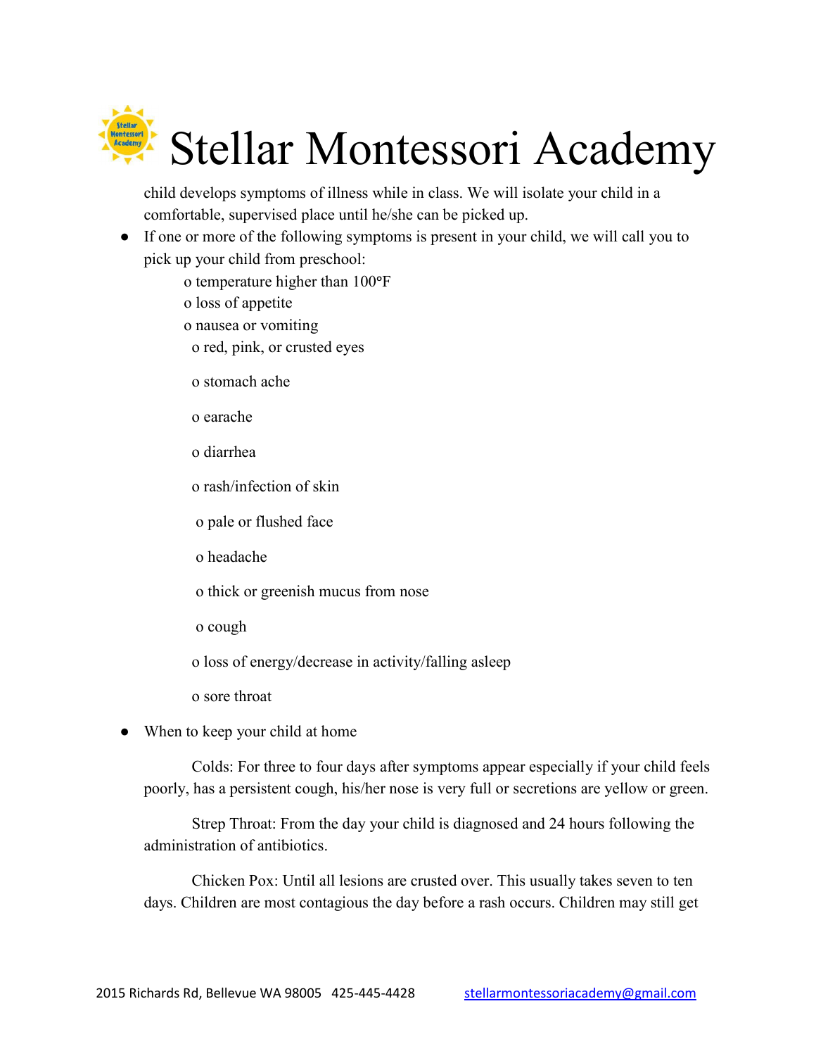child develops symptoms of illness while in class. We will isolate your child in a comfortable, supervised place until he/she can be picked up.

- If one or more of the following symptoms is present in your child, we will call you to pick up your child from preschool:
  - temperature higher than 100°F
  - loss of appetite
  - nausea or vomiting
  - red, pink, or crusted eyes
  - stomach ache
  - earache
  - diarrhea
  - rash/infection of skin
  - pale or flushed face
  - headache
  - thick or greenish mucus from nose
  - cough
  - loss of energy/decrease in activity/falling asleep
  - sore throat
- When to keep your child at home

Colds: For three to four days after symptoms appear especially if your child feels poorly, has a persistent cough, his/her nose is very full or secretions are yellow or green.

Strep Throat: From the day your child is diagnosed and 24 hours following the administration of antibiotics.

Chicken Pox: Until all lesions are crusted over. This usually takes seven to ten days. Children are most contagious the day before a rash occurs. Children may still get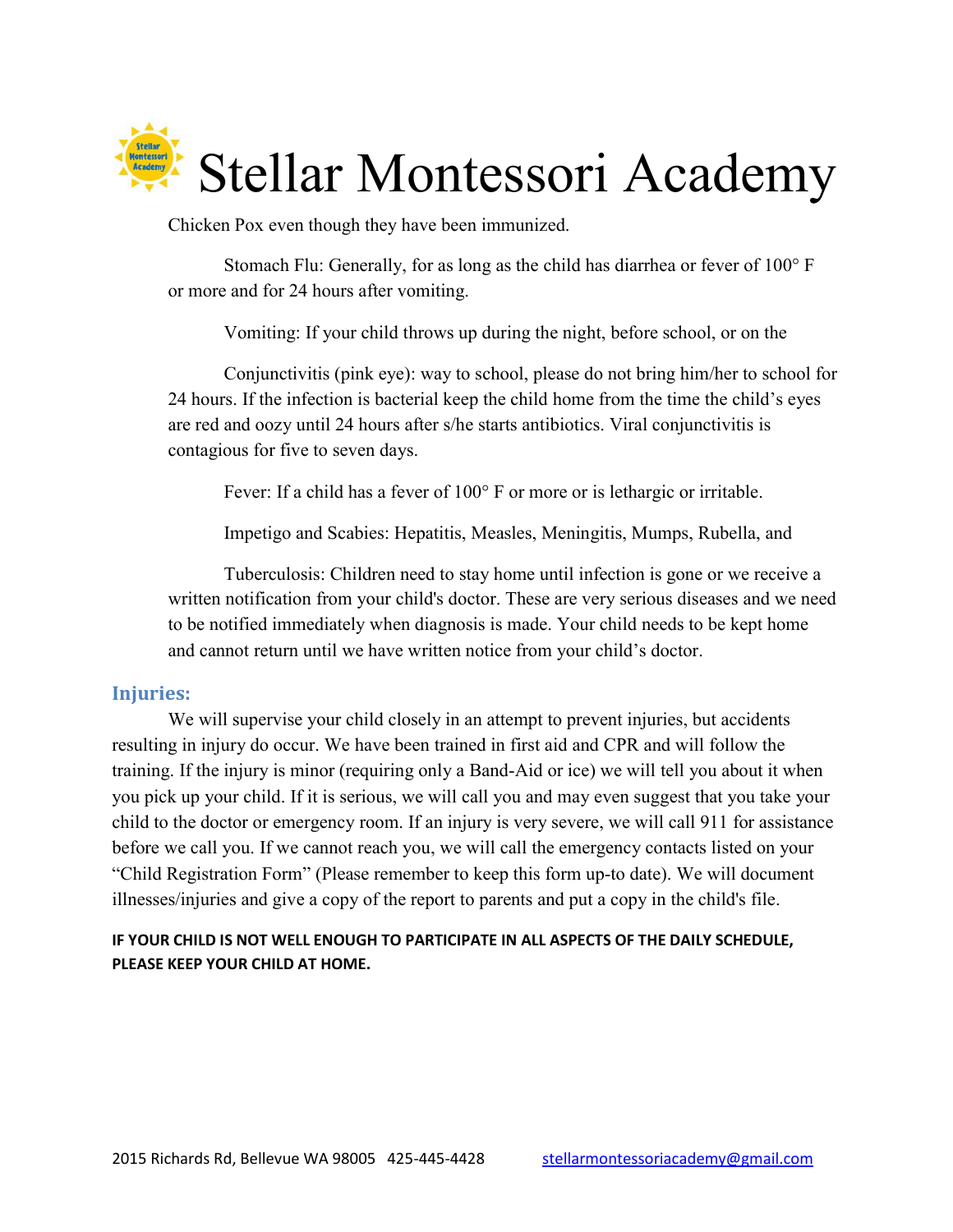Chicken Pox even though they have been immunized.

Stomach Flu: Generally, for as long as the child has diarrhea or fever of 100° F or more and for 24 hours after vomiting.

Vomiting: If your child throws up during the night, before school, or on the

Conjunctivitis (pink eye): way to school, please do not bring him/her to school for 24 hours. If the infection is bacterial keep the child home from the time the child's eyes are red and oozy until 24 hours after s/he starts antibiotics. Viral conjunctivitis is contagious for five to seven days.

Fever: If a child has a fever of 100° F or more or is lethargic or irritable.

Impetigo and Scabies: Hepatitis, Measles, Meningitis, Mumps, Rubella, and

Tuberculosis: Children need to stay home until infection is gone or we receive a written notification from your child's doctor. These are very serious diseases and we need to be notified immediately when diagnosis is made. Your child needs to be kept home and cannot return until we have written notice from your child's doctor.

## Injuries:

We will supervise your child closely in an attempt to prevent injuries, but accidents resulting in injury do occur. We have been trained in first aid and CPR and will follow the training. If the injury is minor (requiring only a Band-Aid or ice) we will tell you about it when you pick up your child. If it is serious, we will call you and may even suggest that you take your child to the doctor or emergency room. If an injury is very severe, we will call 911 for assistance before we call you. If we cannot reach you, we will call the emergency contacts listed on your "Child Registration Form" (Please remember to keep this form up-to date). We will document illnesses/injuries and give a copy of the report to parents and put a copy in the child's file.

**IF YOUR CHILD IS NOT WELL ENOUGH TO PARTICIPATE IN ALL ASPECTS OF THE DAILY SCHEDULE, PLEASE KEEP YOUR CHILD AT HOME.**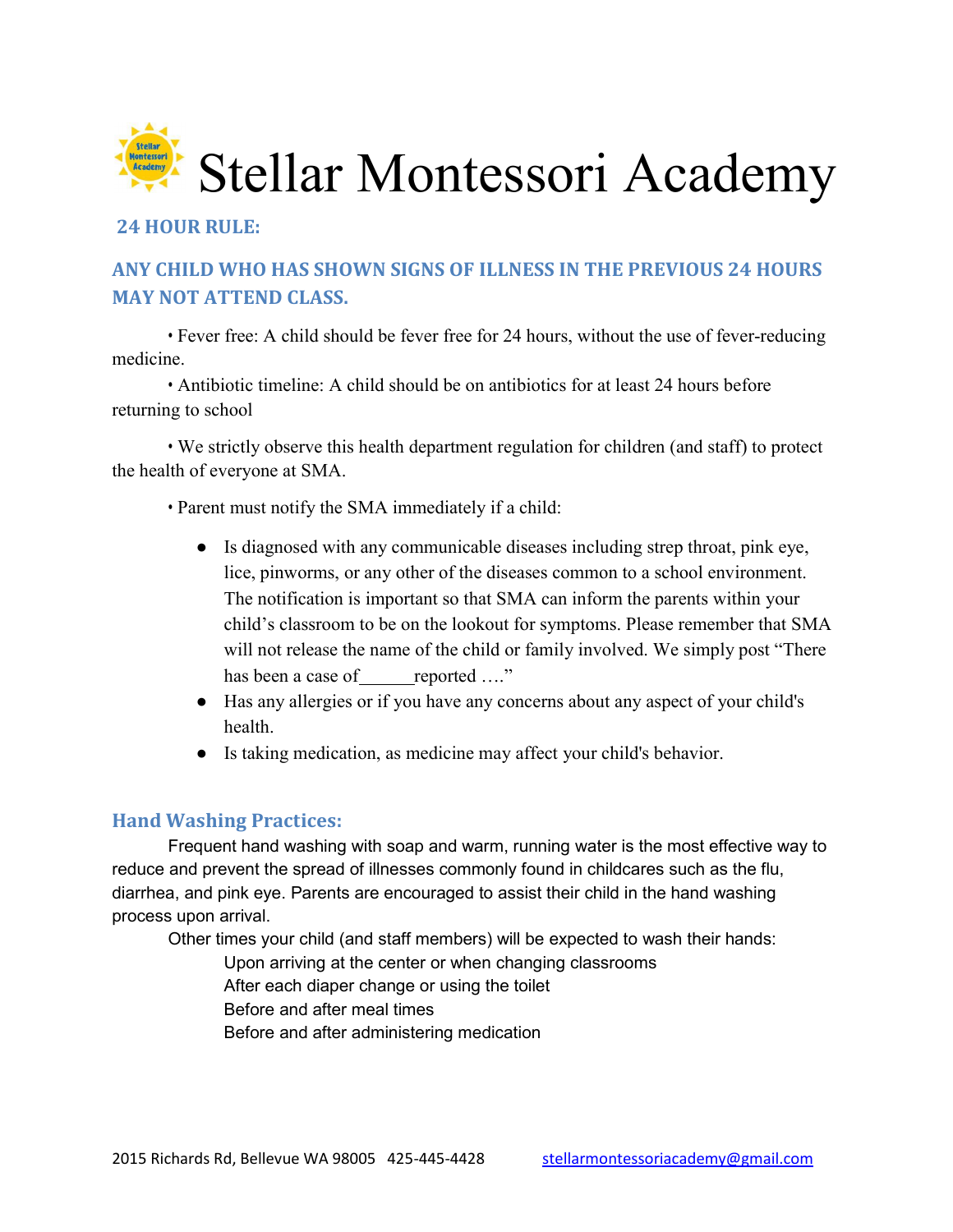# Stellar Montessori Academy

**24 HOUR RULE:**

## ANY CHILD WHO HAS SHOWN SIGNS OF ILLNESS IN THE PREVIOUS 24 HOURS MAY NOT ATTEND CLASS.

• Fever free: A child should be fever free for 24 hours, without the use of fever-reducing medicine.

• Antibiotic timeline: A child should be on antibiotics for at least 24 hours before returning to school

• We strictly observe this health department regulation for children (and staff) to protect the health of everyone at SMA.

• Parent must notify the SMA immediately if a child:

- Is diagnosed with any communicable diseases including strep throat, pink eye, lice, pinworms, or any other of the diseases common to a school environment. The notification is important so that SMA can inform the parents within your child's classroom to be on the lookout for symptoms. Please remember that SMA will not release the name of the child or family involved. We simply post "There has been a case of______reported …."
- Has any allergies or if you have any concerns about any aspect of your child's health.
- Is taking medication, as medicine may affect your child's behavior.

### Hand Washing Practices:

Frequent hand washing with soap and warm, running water is the most effective way to reduce and prevent the spread of illnesses commonly found in childcares such as the flu, diarrhea, and pink eye. Parents are encouraged to assist their child in the hand washing process upon arrival.

Other times your child (and staff members) will be expected to wash their hands:

Upon arriving at the center or when changing classrooms
After each diaper change or using the toilet
Before and after meal times
Before and after administering medication

2015 Richards Rd, Bellevue WA 98005 425-445-4428 stellarmontessoriacademy@gmail.com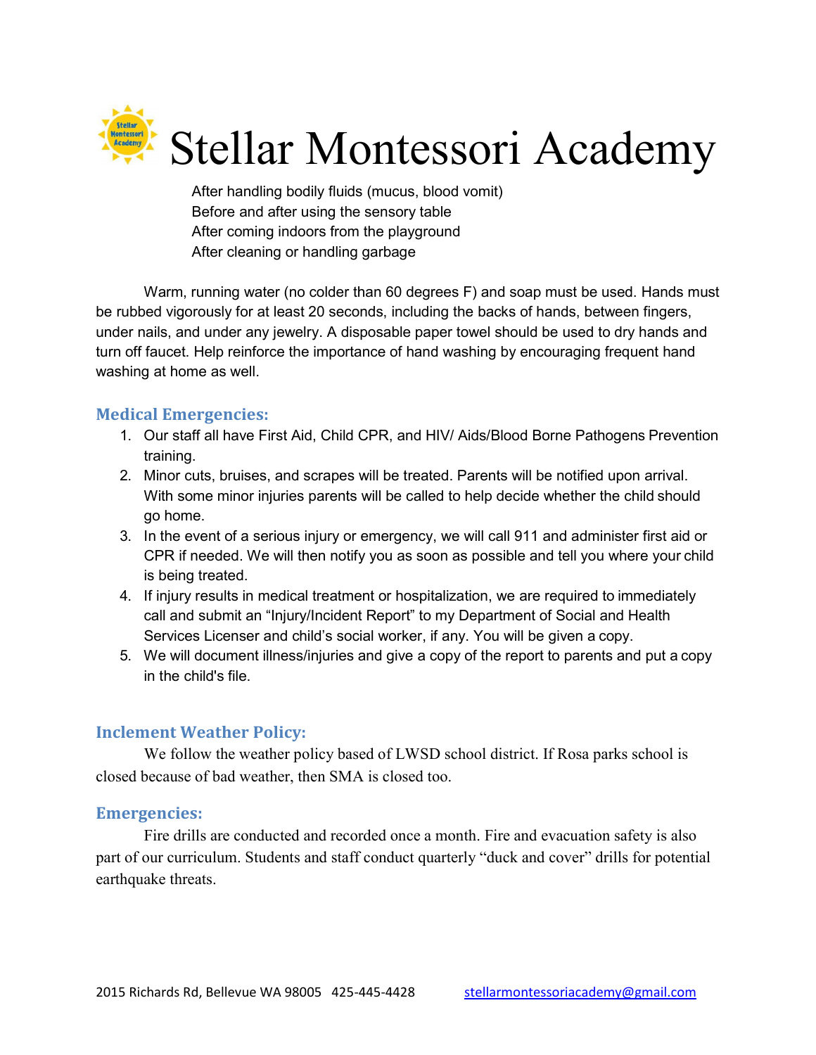After handling bodily fluids (mucus, blood vomit)
Before and after using the sensory table
After coming indoors from the playground
After cleaning or handling garbage

Warm, running water (no colder than 60 degrees F) and soap must be used. Hands must be rubbed vigorously for at least 20 seconds, including the backs of hands, between fingers, under nails, and under any jewelry. A disposable paper towel should be used to dry hands and turn off faucet. Help reinforce the importance of hand washing by encouraging frequent hand washing at home as well.

## Medical Emergencies:

1. Our staff all have First Aid, Child CPR, and HIV/ Aids/Blood Borne Pathogens Prevention training.
2. Minor cuts, bruises, and scrapes will be treated. Parents will be notified upon arrival. With some minor injuries parents will be called to help decide whether the child should go home.
3. In the event of a serious injury or emergency, we will call 911 and administer first aid or CPR if needed. We will then notify you as soon as possible and tell you where your child is being treated.
4. If injury results in medical treatment or hospitalization, we are required to immediately call and submit an "Injury/Incident Report" to my Department of Social and Health Services Licenser and child's social worker, if any. You will be given a copy.
5. We will document illness/injuries and give a copy of the report to parents and put a copy in the child's file.

## Inclement Weather Policy:

We follow the weather policy based of LWSD school district. If Rosa parks school is closed because of bad weather, then SMA is closed too.

## Emergencies:

Fire drills are conducted and recorded once a month. Fire and evacuation safety is also part of our curriculum. Students and staff conduct quarterly "duck and cover" drills for potential earthquake threats.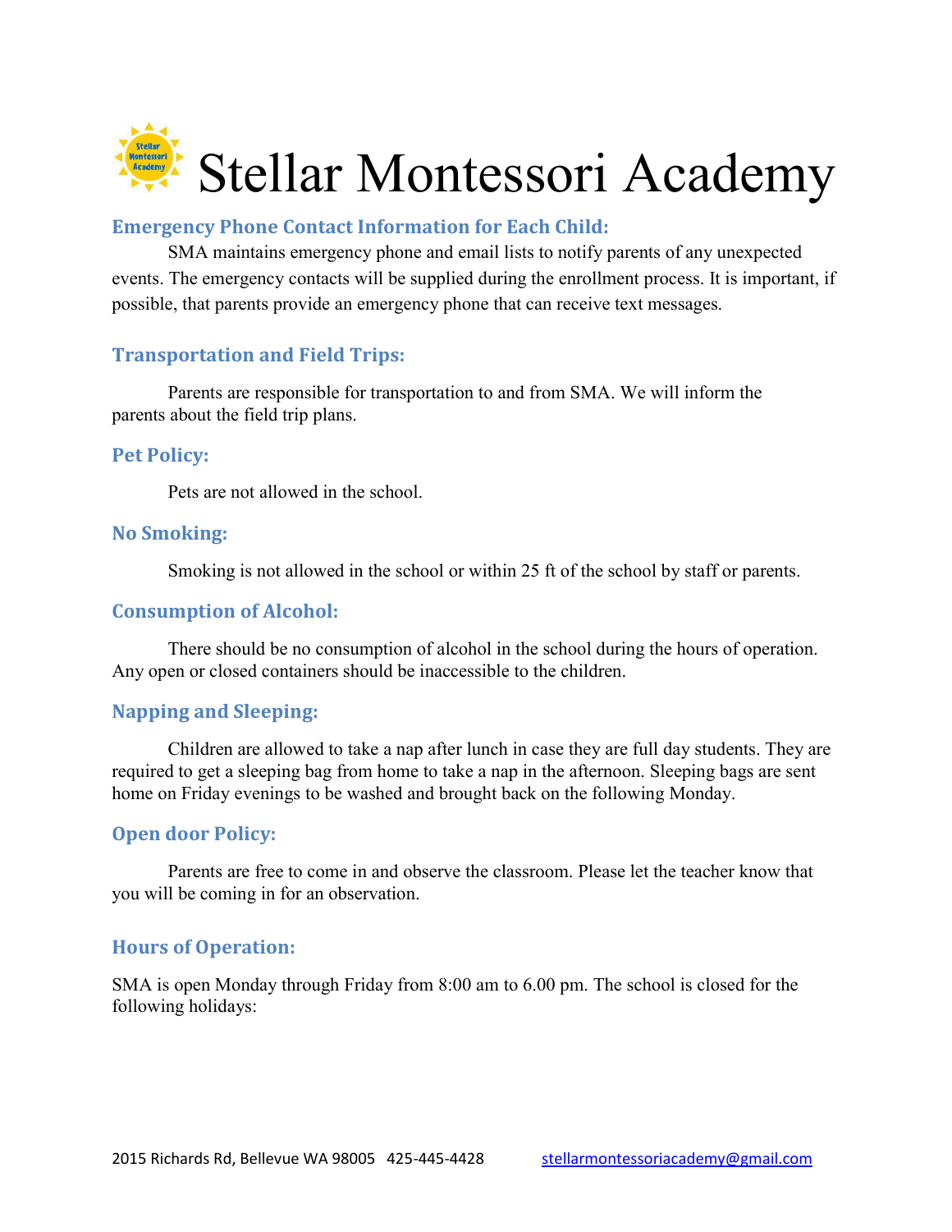# Stellar Montessori Academy

## Emergency Phone Contact Information for Each Child:

SMA maintains emergency phone and email lists to notify parents of any unexpected events. The emergency contacts will be supplied during the enrollment process. It is important, if possible, that parents provide an emergency phone that can receive text messages.

## Transportation and Field Trips:

Parents are responsible for transportation to and from SMA. We will inform the parents about the field trip plans.

## Pet Policy:

Pets are not allowed in the school.

## No Smoking:

Smoking is not allowed in the school or within 25 ft of the school by staff or parents.

## Consumption of Alcohol:

There should be no consumption of alcohol in the school during the hours of operation. Any open or closed containers should be inaccessible to the children.

## Napping and Sleeping:

Children are allowed to take a nap after lunch in case they are full day students. They are required to get a sleeping bag from home to take a nap in the afternoon. Sleeping bags are sent home on Friday evenings to be washed and brought back on the following Monday.

## Open door Policy:

Parents are free to come in and observe the classroom. Please let the teacher know that you will be coming in for an observation.

## Hours of Operation:

SMA is open Monday through Friday from 8:00 am to 6.00 pm. The school is closed for the following holidays: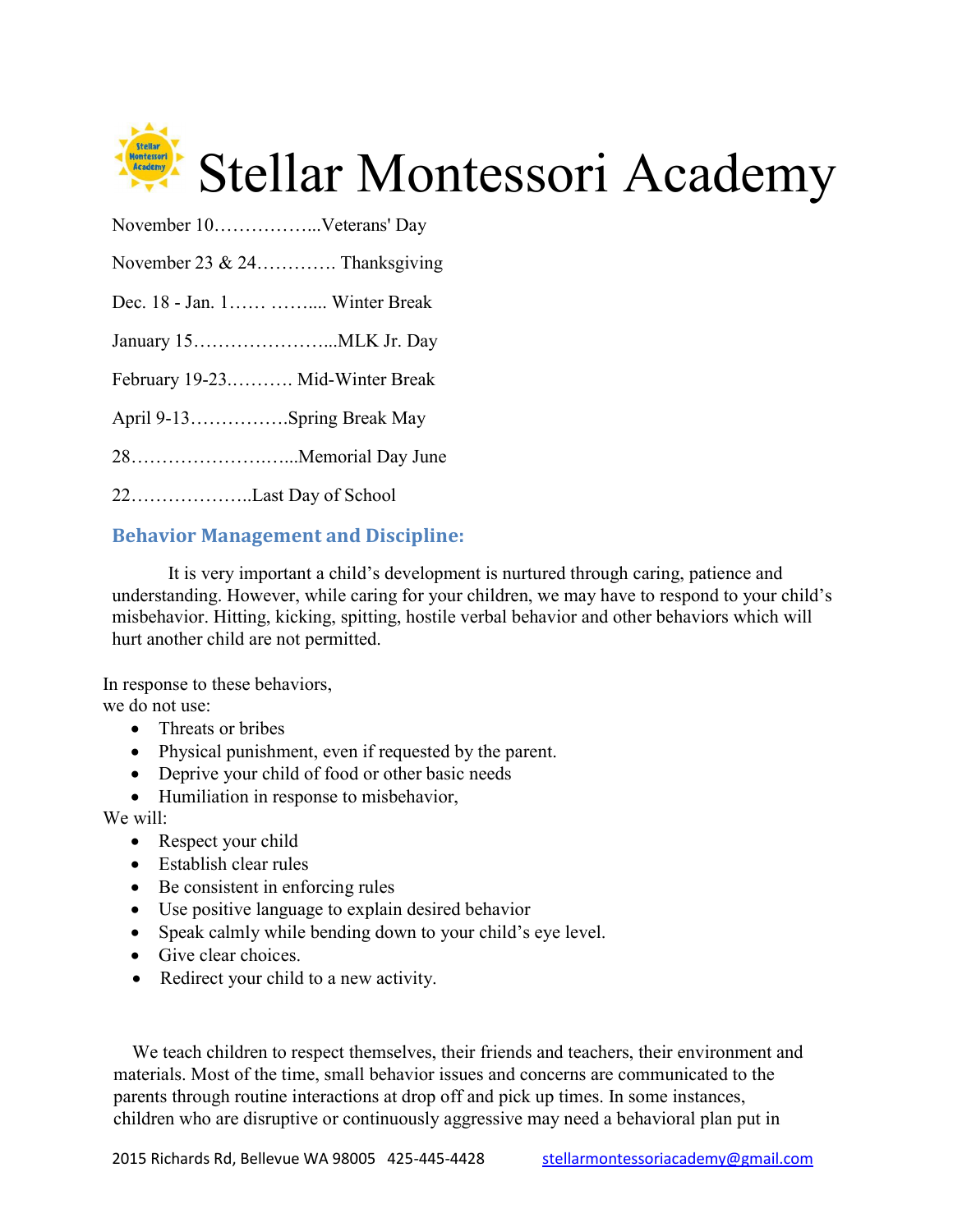# Stellar Montessori Academy

November 10……………...Veterans' Day

November 23 & 24…………. Thanksgiving

Dec. 18 - Jan. 1…… ……..... Winter Break

January 15…………………...MLK Jr. Day

February 19-23………. Mid-Winter Break

April 9-13…………….Spring Break May

28…………………..…...Memorial Day June

22………………..Last Day of School

## Behavior Management and Discipline:

It is very important a child's development is nurtured through caring, patience and understanding. However, while caring for your children, we may have to respond to your child's misbehavior. Hitting, kicking, spitting, hostile verbal behavior and other behaviors which will hurt another child are not permitted.

In response to these behaviors,
we do not use:

- Threats or bribes
- Physical punishment, even if requested by the parent.
- Deprive your child of food or other basic needs
- Humiliation in response to misbehavior,

We will:

- Respect your child
- Establish clear rules
- Be consistent in enforcing rules
- Use positive language to explain desired behavior
- Speak calmly while bending down to your child's eye level.
- Give clear choices.
- Redirect your child to a new activity.

We teach children to respect themselves, their friends and teachers, their environment and materials. Most of the time, small behavior issues and concerns are communicated to the parents through routine interactions at drop off and pick up times. In some instances, children who are disruptive or continuously aggressive may need a behavioral plan put in

2015 Richards Rd, Bellevue WA 98005 425-445-4428 stellarmontessoriacademy@gmail.com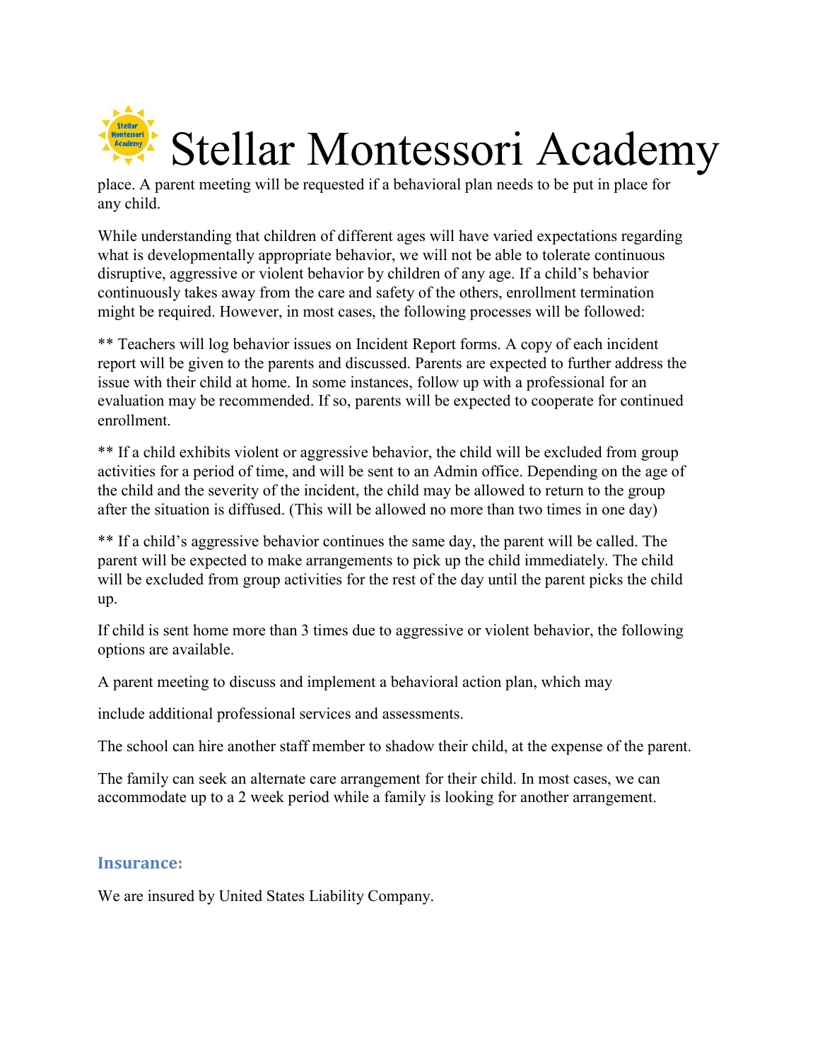place. A parent meeting will be requested if a behavioral plan needs to be put in place for any child.

While understanding that children of different ages will have varied expectations regarding what is developmentally appropriate behavior, we will not be able to tolerate continuous disruptive, aggressive or violent behavior by children of any age. If a child's behavior continuously takes away from the care and safety of the others, enrollment termination might be required. However, in most cases, the following processes will be followed:

** Teachers will log behavior issues on Incident Report forms. A copy of each incident report will be given to the parents and discussed. Parents are expected to further address the issue with their child at home. In some instances, follow up with a professional for an evaluation may be recommended. If so, parents will be expected to cooperate for continued enrollment.

** If a child exhibits violent or aggressive behavior, the child will be excluded from group activities for a period of time, and will be sent to an Admin office. Depending on the age of the child and the severity of the incident, the child may be allowed to return to the group after the situation is diffused. (This will be allowed no more than two times in one day)

** If a child's aggressive behavior continues the same day, the parent will be called. The parent will be expected to make arrangements to pick up the child immediately. The child will be excluded from group activities for the rest of the day until the parent picks the child up.

If child is sent home more than 3 times due to aggressive or violent behavior, the following options are available.

A parent meeting to discuss and implement a behavioral action plan, which may

include additional professional services and assessments.

The school can hire another staff member to shadow their child, at the expense of the parent.

The family can seek an alternate care arrangement for their child. In most cases, we can accommodate up to a 2 week period while a family is looking for another arrangement.

## Insurance:

We are insured by United States Liability Company.